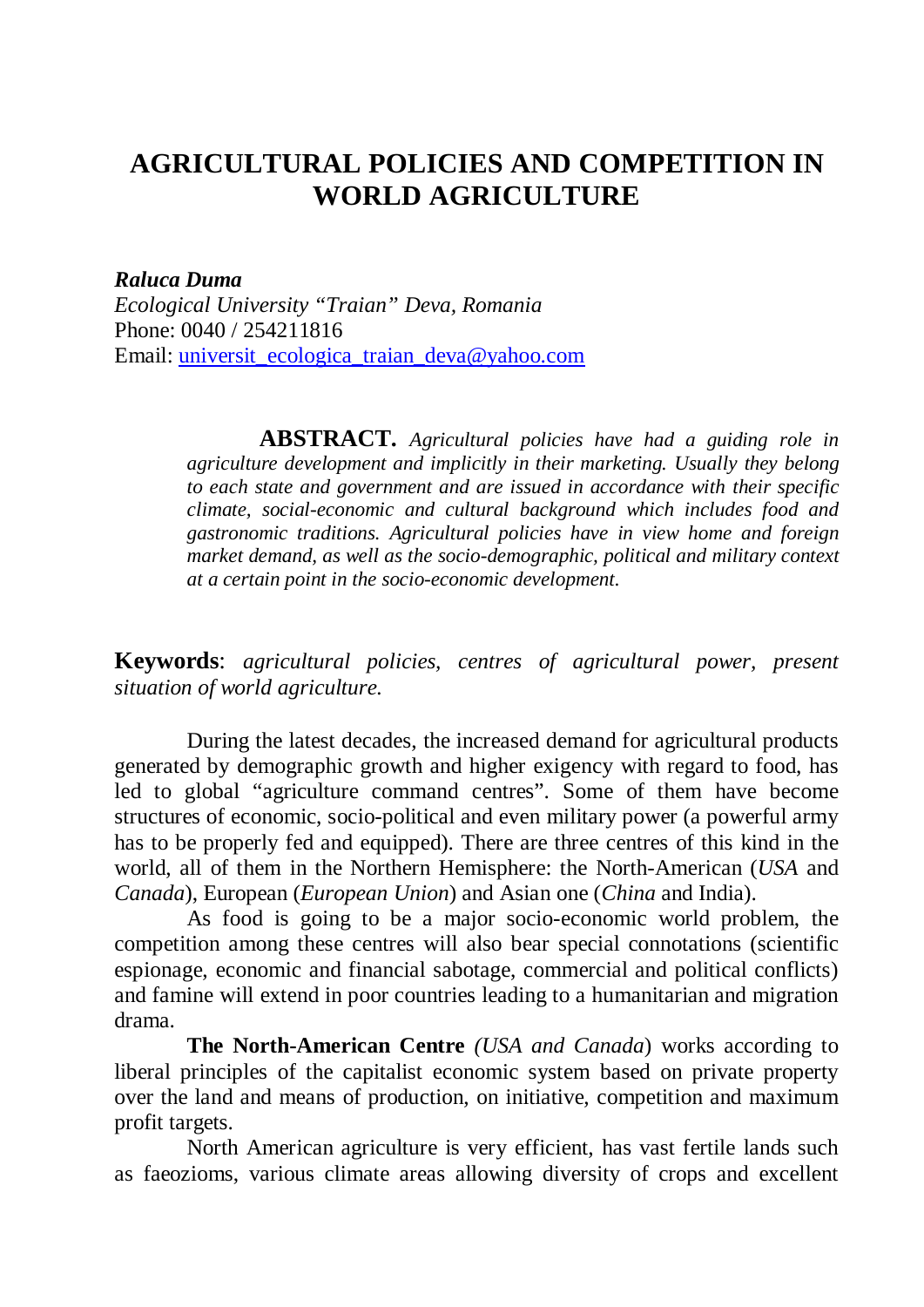# AGRICULTURAL POLICIES AND COMPETITION IN WORLD AGRICULTURE

***Raluca Duma***
*Ecological University "Traian" Deva, Romania*
Phone: 0040 / 254211816
Email: universit_ecologica_traian_deva@yahoo.com

**ABSTRACT.** *Agricultural policies have had a guiding role in agriculture development and implicitly in their marketing. Usually they belong to each state and government and are issued in accordance with their specific climate, social-economic and cultural background which includes food and gastronomic traditions. Agricultural policies have in view home and foreign market demand, as well as the socio-demographic, political and military context at a certain point in the socio-economic development.*

**Keywords**: *agricultural policies, centres of agricultural power, present situation of world agriculture.*

During the latest decades, the increased demand for agricultural products generated by demographic growth and higher exigency with regard to food, has led to global "agriculture command centres". Some of them have become structures of economic, socio-political and even military power (a powerful army has to be properly fed and equipped). There are three centres of this kind in the world, all of them in the Northern Hemisphere: the North-American (*USA* and *Canada*), European (*European Union*) and Asian one (*China* and India).

As food is going to be a major socio-economic world problem, the competition among these centres will also bear special connotations (scientific espionage, economic and financial sabotage, commercial and political conflicts) and famine will extend in poor countries leading to a humanitarian and migration drama.

**The North-American Centre** *(USA and Canada*) works according to liberal principles of the capitalist economic system based on private property over the land and means of production, on initiative, competition and maximum profit targets.

North American agriculture is very efficient, has vast fertile lands such as faeozioms, various climate areas allowing diversity of crops and excellent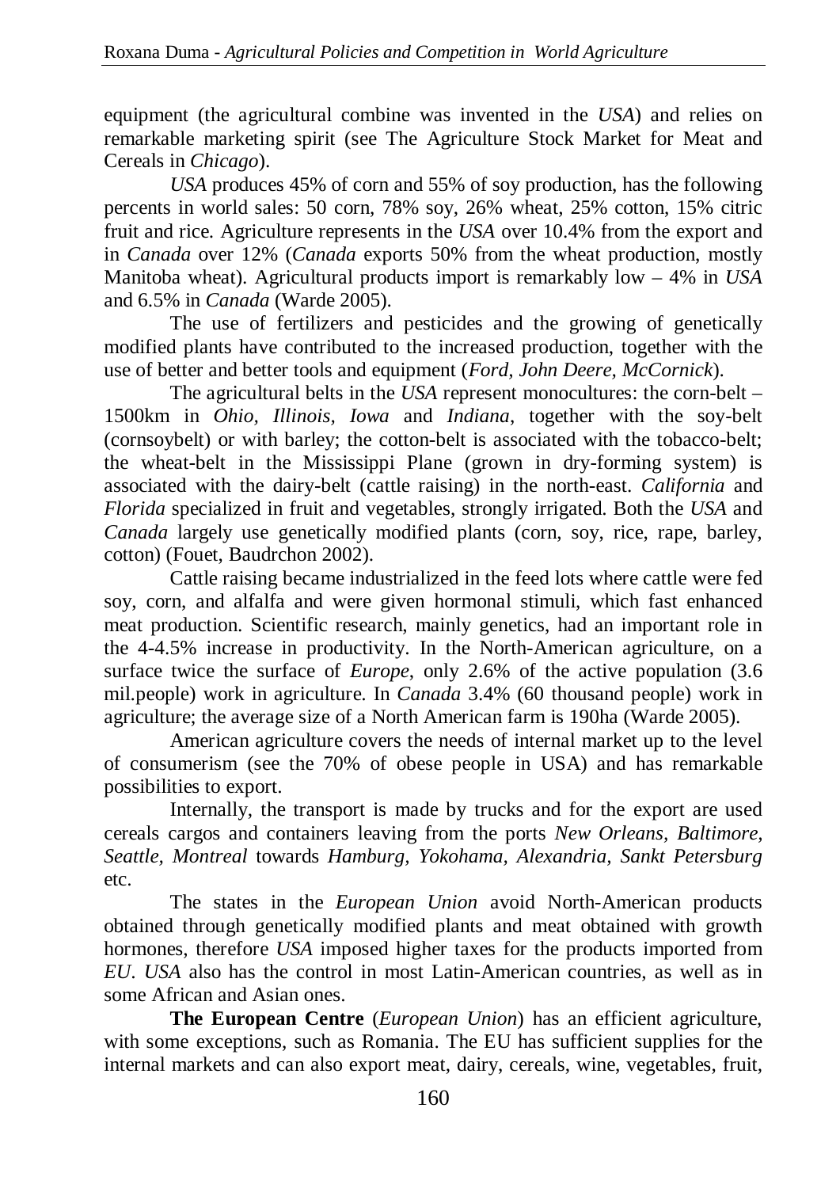equipment (the agricultural combine was invented in the *USA*) and relies on remarkable marketing spirit (see The Agriculture Stock Market for Meat and Cereals in *Chicago*).

*USA* produces 45% of corn and 55% of soy production, has the following percents in world sales: 50 corn, 78% soy, 26% wheat, 25% cotton, 15% citric fruit and rice. Agriculture represents in the *USA* over 10.4% from the export and in *Canada* over 12% (*Canada* exports 50% from the wheat production, mostly Manitoba wheat). Agricultural products import is remarkably low – 4% in *USA* and 6.5% in *Canada* (Warde 2005).

The use of fertilizers and pesticides and the growing of genetically modified plants have contributed to the increased production, together with the use of better and better tools and equipment (*Ford, John Deere, McCornick*).

The agricultural belts in the *USA* represent monocultures: the corn-belt – 1500km in *Ohio, Illinois, Iowa* and *Indiana*, together with the soy-belt (cornsoybelt) or with barley; the cotton-belt is associated with the tobacco-belt; the wheat-belt in the Mississippi Plane (grown in dry-forming system) is associated with the dairy-belt (cattle raising) in the north-east. *California* and *Florida* specialized in fruit and vegetables, strongly irrigated. Both the *USA* and *Canada* largely use genetically modified plants (corn, soy, rice, rape, barley, cotton) (Fouet, Baudrchon 2002).

Cattle raising became industrialized in the feed lots where cattle were fed soy, corn, and alfalfa and were given hormonal stimuli, which fast enhanced meat production. Scientific research, mainly genetics, had an important role in the 4-4.5% increase in productivity. In the North-American agriculture, on a surface twice the surface of *Europe*, only 2.6% of the active population (3.6 mil.people) work in agriculture. In *Canada* 3.4% (60 thousand people) work in agriculture; the average size of a North American farm is 190ha (Warde 2005).

American agriculture covers the needs of internal market up to the level of consumerism (see the 70% of obese people in USA) and has remarkable possibilities to export.

Internally, the transport is made by trucks and for the export are used cereals cargos and containers leaving from the ports *New Orleans, Baltimore, Seattle, Montreal* towards *Hamburg, Yokohama, Alexandria, Sankt Petersburg* etc.

The states in the *European Union* avoid North-American products obtained through genetically modified plants and meat obtained with growth hormones, therefore *USA* imposed higher taxes for the products imported from *EU*. *USA* also has the control in most Latin-American countries, as well as in some African and Asian ones.

**The European Centre** (*European Union*) has an efficient agriculture, with some exceptions, such as Romania. The EU has sufficient supplies for the internal markets and can also export meat, dairy, cereals, wine, vegetables, fruit,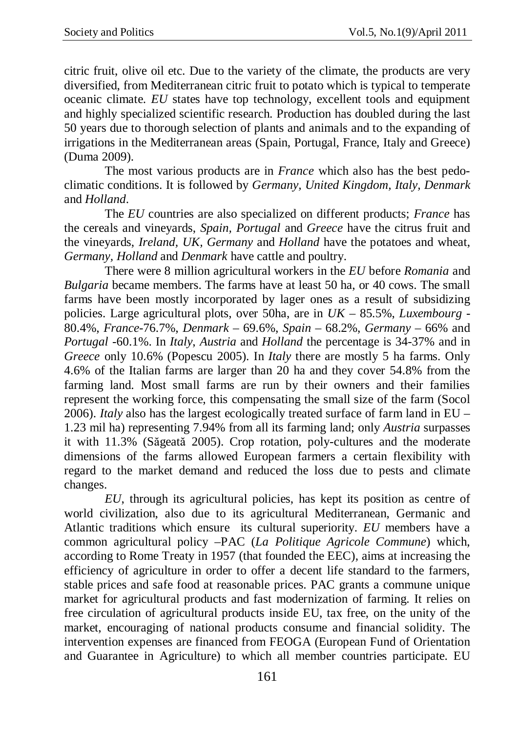citric fruit, olive oil etc. Due to the variety of the climate, the products are very diversified, from Mediterranean citric fruit to potato which is typical to temperate oceanic climate. *EU* states have top technology, excellent tools and equipment and highly specialized scientific research. Production has doubled during the last 50 years due to thorough selection of plants and animals and to the expanding of irrigations in the Mediterranean areas (Spain, Portugal, France, Italy and Greece) (Duma 2009).

The most various products are in *France* which also has the best pedo-climatic conditions. It is followed by *Germany, United Kingdom, Italy, Denmark* and *Holland*.

The *EU* countries are also specialized on different products; *France* has the cereals and vineyards, *Spain, Portugal* and *Greece* have the citrus fruit and the vineyards, *Ireland, UK, Germany* and *Holland* have the potatoes and wheat, *Germany, Holland* and *Denmark* have cattle and poultry.

There were 8 million agricultural workers in the *EU* before *Romania* and *Bulgaria* became members. The farms have at least 50 ha, or 40 cows. The small farms have been mostly incorporated by lager ones as a result of subsidizing policies. Large agricultural plots, over 50ha, are in *UK* – 85.5%, *Luxembourg* - 80.4%, *France*-76.7%, *Denmark* – 69.6%, *Spain* – 68.2%, *Germany* – 66% and *Portugal* -60.1%. In *Italy, Austria* and *Holland* the percentage is 34-37% and in *Greece* only 10.6% (Popescu 2005). In *Italy* there are mostly 5 ha farms. Only 4.6% of the Italian farms are larger than 20 ha and they cover 54.8% from the farming land. Most small farms are run by their owners and their families represent the working force, this compensating the small size of the farm (Socol 2006). *Italy* also has the largest ecologically treated surface of farm land in EU – 1.23 mil ha) representing 7.94% from all its farming land; only *Austria* surpasses it with 11.3% (Săgeată 2005). Crop rotation, poly-cultures and the moderate dimensions of the farms allowed European farmers a certain flexibility with regard to the market demand and reduced the loss due to pests and climate changes.

*EU*, through its agricultural policies, has kept its position as centre of world civilization, also due to its agricultural Mediterranean, Germanic and Atlantic traditions which ensure its cultural superiority. *EU* members have a common agricultural policy –PAC (*La Politique Agricole Commune*) which, according to Rome Treaty in 1957 (that founded the EEC), aims at increasing the efficiency of agriculture in order to offer a decent life standard to the farmers, stable prices and safe food at reasonable prices. PAC grants a commune unique market for agricultural products and fast modernization of farming. It relies on free circulation of agricultural products inside EU, tax free, on the unity of the market, encouraging of national products consume and financial solidity. The intervention expenses are financed from FEOGA (European Fund of Orientation and Guarantee in Agriculture) to which all member countries participate. EU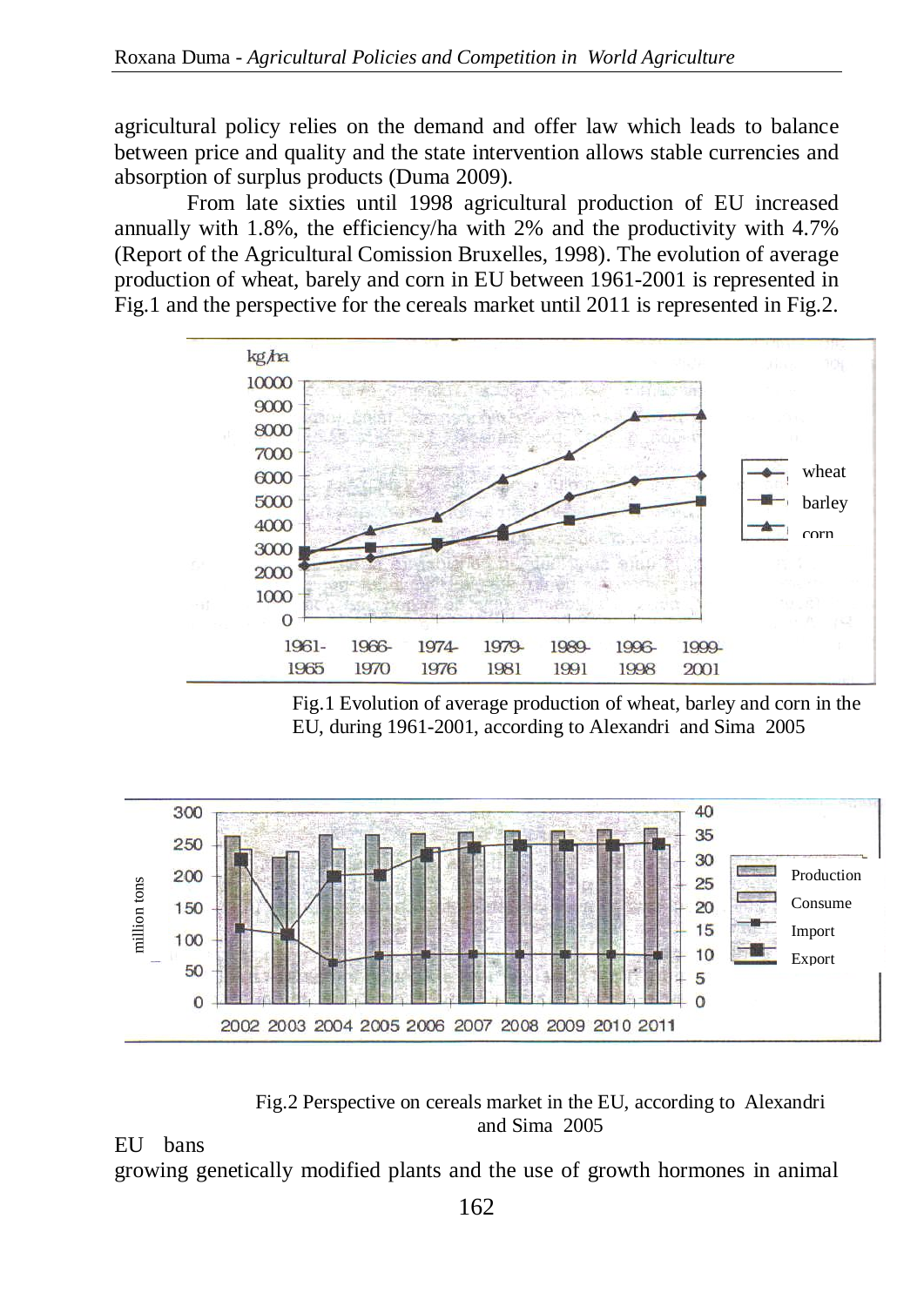agricultural policy relies on the demand and offer law which leads to balance between price and quality and the state intervention allows stable currencies and absorption of surplus products (Duma 2009).

From late sixties until 1998 agricultural production of EU increased annually with 1.8%, the efficiency/ha with 2% and the productivity with 4.7% (Report of the Agricultural Comission Bruxelles, 1998). The evolution of average production of wheat, barely and corn in EU between 1961-2001 is represented in Fig.1 and the perspective for the cereals market until 2011 is represented in Fig.2.

Fig.1 Evolution of average production of wheat, barley and corn in the EU, during 1961-2001, according to Alexandri and Sima 2005

Fig.2 Perspective on cereals market in the EU, according to Alexandri and Sima 2005

EU bans growing genetically modified plants and the use of growth hormones in animal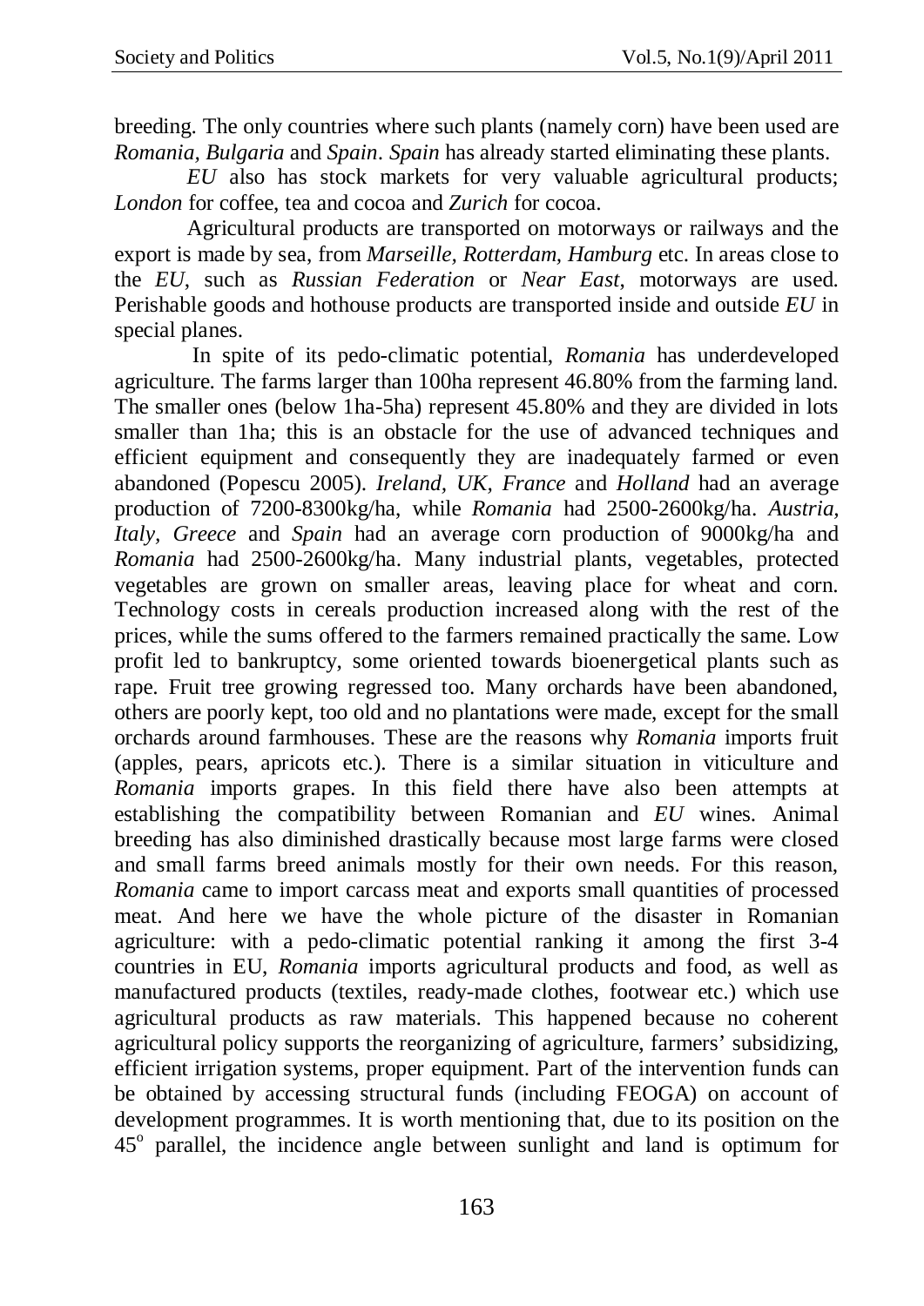breeding. The only countries where such plants (namely corn) have been used are *Romania*, *Bulgaria* and *Spain*. *Spain* has already started eliminating these plants.

*EU* also has stock markets for very valuable agricultural products; *London* for coffee, tea and cocoa and *Zurich* for cocoa.

Agricultural products are transported on motorways or railways and the export is made by sea, from *Marseille, Rotterdam, Hamburg* etc. In areas close to the *EU*, such as *Russian Federation* or *Near East*, motorways are used. Perishable goods and hothouse products are transported inside and outside *EU* in special planes.

In spite of its pedo-climatic potential, *Romania* has underdeveloped agriculture. The farms larger than 100ha represent 46.80% from the farming land. The smaller ones (below 1ha-5ha) represent 45.80% and they are divided in lots smaller than 1ha; this is an obstacle for the use of advanced techniques and efficient equipment and consequently they are inadequately farmed or even abandoned (Popescu 2005). *Ireland, UK, France* and *Holland* had an average production of 7200-8300kg/ha, while *Romania* had 2500-2600kg/ha. *Austria, Italy, Greece* and *Spain* had an average corn production of 9000kg/ha and *Romania* had 2500-2600kg/ha. Many industrial plants, vegetables, protected vegetables are grown on smaller areas, leaving place for wheat and corn. Technology costs in cereals production increased along with the rest of the prices, while the sums offered to the farmers remained practically the same. Low profit led to bankruptcy, some oriented towards bioenergetical plants such as rape. Fruit tree growing regressed too. Many orchards have been abandoned, others are poorly kept, too old and no plantations were made, except for the small orchards around farmhouses. These are the reasons why *Romania* imports fruit (apples, pears, apricots etc.). There is a similar situation in viticulture and *Romania* imports grapes. In this field there have also been attempts at establishing the compatibility between Romanian and *EU* wines. Animal breeding has also diminished drastically because most large farms were closed and small farms breed animals mostly for their own needs. For this reason, *Romania* came to import carcass meat and exports small quantities of processed meat. And here we have the whole picture of the disaster in Romanian agriculture: with a pedo-climatic potential ranking it among the first 3-4 countries in EU, *Romania* imports agricultural products and food, as well as manufactured products (textiles, ready-made clothes, footwear etc.) which use agricultural products as raw materials. This happened because no coherent agricultural policy supports the reorganizing of agriculture, farmers' subsidizing, efficient irrigation systems, proper equipment. Part of the intervention funds can be obtained by accessing structural funds (including FEOGA) on account of development programmes. It is worth mentioning that, due to its position on the $45^{o}$ parallel, the incidence angle between sunlight and land is optimum for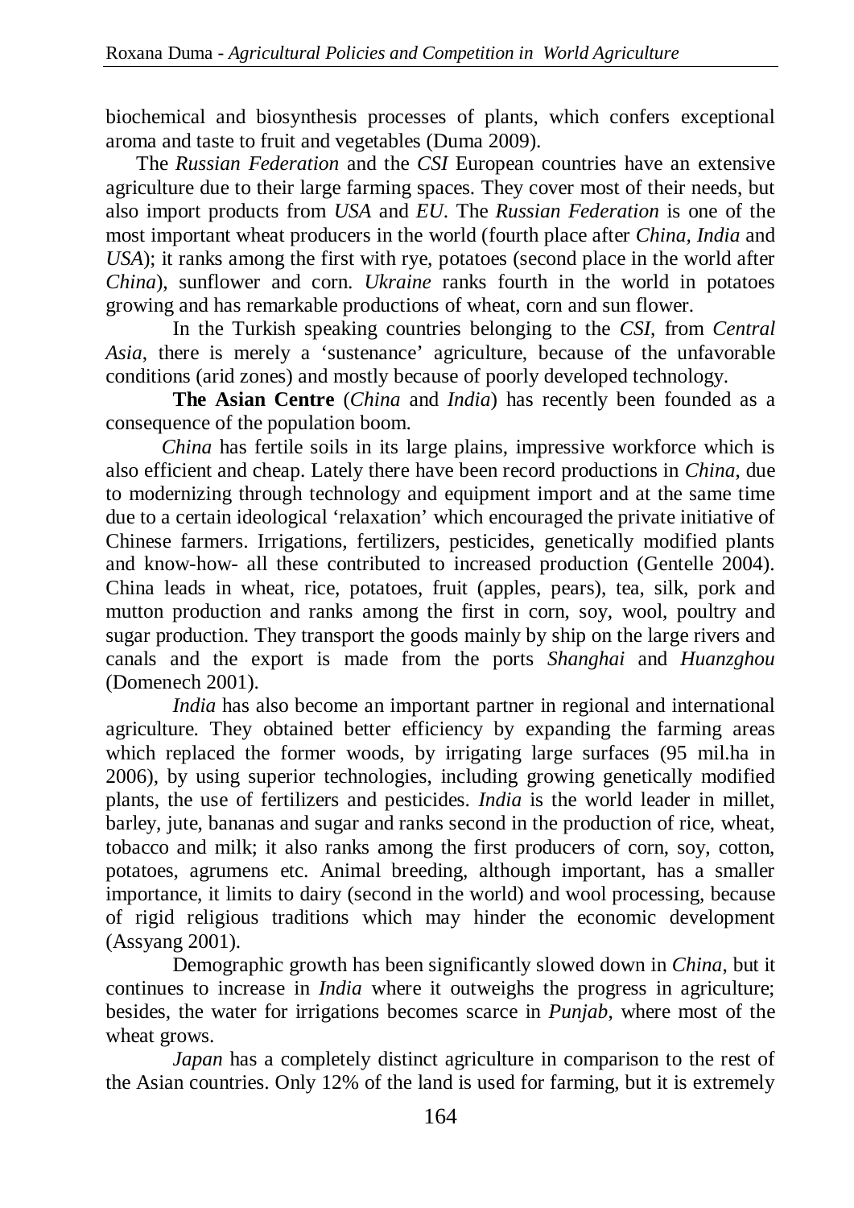biochemical and biosynthesis processes of plants, which confers exceptional aroma and taste to fruit and vegetables (Duma 2009).

The *Russian Federation* and the *CSI* European countries have an extensive agriculture due to their large farming spaces. They cover most of their needs, but also import products from *USA* and *EU*. The *Russian Federation* is one of the most important wheat producers in the world (fourth place after *China*, *India* and *USA*); it ranks among the first with rye, potatoes (second place in the world after *China*), sunflower and corn. *Ukraine* ranks fourth in the world in potatoes growing and has remarkable productions of wheat, corn and sun flower.

In the Turkish speaking countries belonging to the *CSI*, from *Central Asia*, there is merely a 'sustenance' agriculture, because of the unfavorable conditions (arid zones) and mostly because of poorly developed technology.

**The Asian Centre** (*China* and *India*) has recently been founded as a consequence of the population boom.

*China* has fertile soils in its large plains, impressive workforce which is also efficient and cheap. Lately there have been record productions in *China*, due to modernizing through technology and equipment import and at the same time due to a certain ideological 'relaxation' which encouraged the private initiative of Chinese farmers. Irrigations, fertilizers, pesticides, genetically modified plants and know-how- all these contributed to increased production (Gentelle 2004). China leads in wheat, rice, potatoes, fruit (apples, pears), tea, silk, pork and mutton production and ranks among the first in corn, soy, wool, poultry and sugar production. They transport the goods mainly by ship on the large rivers and canals and the export is made from the ports *Shanghai* and *Huanzghou* (Domenech 2001).

*India* has also become an important partner in regional and international agriculture. They obtained better efficiency by expanding the farming areas which replaced the former woods, by irrigating large surfaces (95 mil.ha in 2006), by using superior technologies, including growing genetically modified plants, the use of fertilizers and pesticides. *India* is the world leader in millet, barley, jute, bananas and sugar and ranks second in the production of rice, wheat, tobacco and milk; it also ranks among the first producers of corn, soy, cotton, potatoes, agrumens etc. Animal breeding, although important, has a smaller importance, it limits to dairy (second in the world) and wool processing, because of rigid religious traditions which may hinder the economic development (Assyang 2001).

Demographic growth has been significantly slowed down in *China*, but it continues to increase in *India* where it outweighs the progress in agriculture; besides, the water for irrigations becomes scarce in *Punjab*, where most of the wheat grows.

*Japan* has a completely distinct agriculture in comparison to the rest of the Asian countries. Only 12% of the land is used for farming, but it is extremely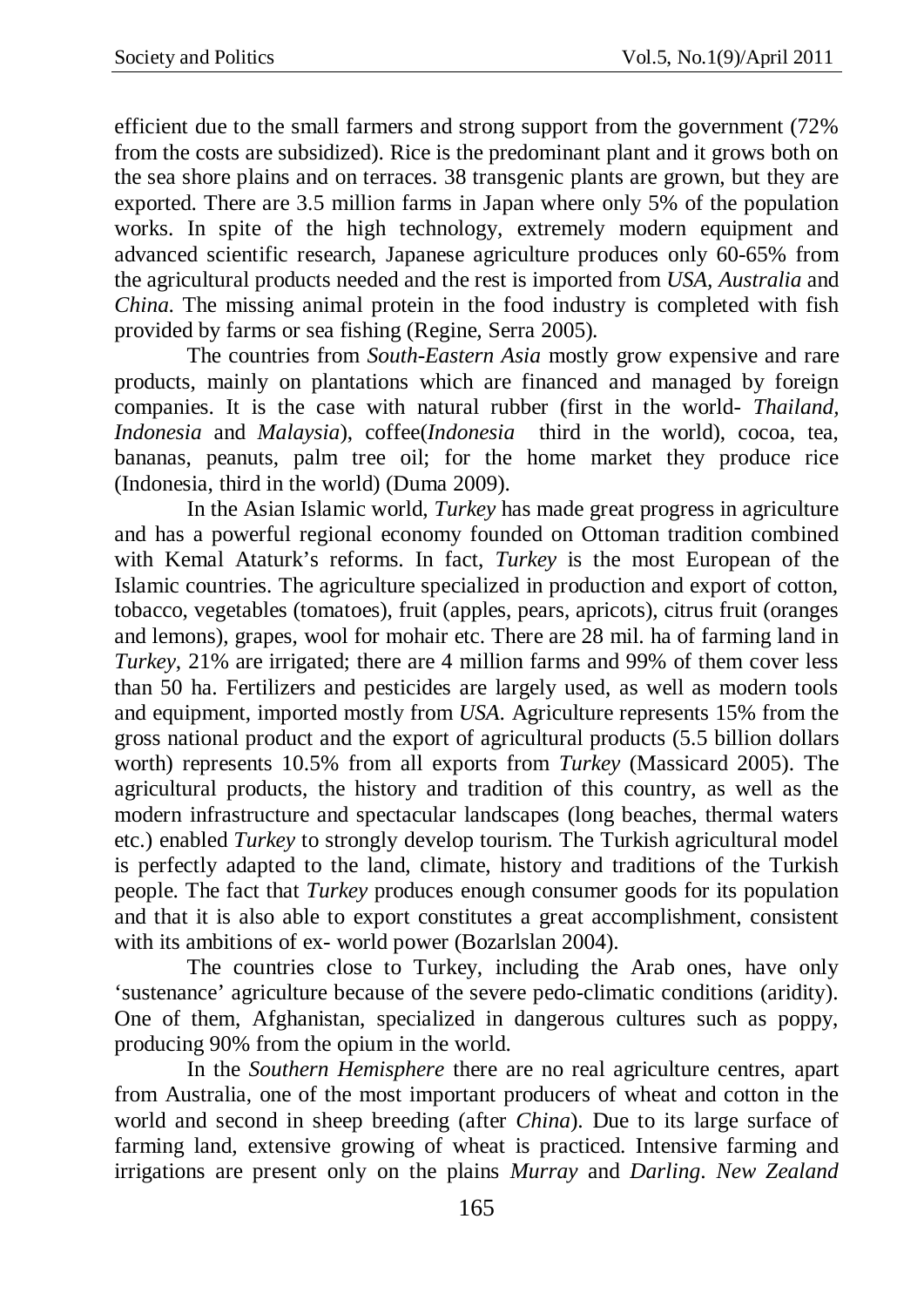efficient due to the small farmers and strong support from the government (72% from the costs are subsidized). Rice is the predominant plant and it grows both on the sea shore plains and on terraces. 38 transgenic plants are grown, but they are exported. There are 3.5 million farms in Japan where only 5% of the population works. In spite of the high technology, extremely modern equipment and advanced scientific research, Japanese agriculture produces only 60-65% from the agricultural products needed and the rest is imported from *USA*, *Australia* and *China*. The missing animal protein in the food industry is completed with fish provided by farms or sea fishing (Regine, Serra 2005).

The countries from *South-Eastern Asia* mostly grow expensive and rare products, mainly on plantations which are financed and managed by foreign companies. It is the case with natural rubber (first in the world- *Thailand*, *Indonesia* and *Malaysia*), coffee(*Indonesia* third in the world), cocoa, tea, bananas, peanuts, palm tree oil; for the home market they produce rice (Indonesia, third in the world) (Duma 2009).

In the Asian Islamic world, *Turkey* has made great progress in agriculture and has a powerful regional economy founded on Ottoman tradition combined with Kemal Ataturk's reforms. In fact, *Turkey* is the most European of the Islamic countries. The agriculture specialized in production and export of cotton, tobacco, vegetables (tomatoes), fruit (apples, pears, apricots), citrus fruit (oranges and lemons), grapes, wool for mohair etc. There are 28 mil. ha of farming land in *Turkey*, 21% are irrigated; there are 4 million farms and 99% of them cover less than 50 ha. Fertilizers and pesticides are largely used, as well as modern tools and equipment, imported mostly from *USA*. Agriculture represents 15% from the gross national product and the export of agricultural products (5.5 billion dollars worth) represents 10.5% from all exports from *Turkey* (Massicard 2005). The agricultural products, the history and tradition of this country, as well as the modern infrastructure and spectacular landscapes (long beaches, thermal waters etc.) enabled *Turkey* to strongly develop tourism. The Turkish agricultural model is perfectly adapted to the land, climate, history and traditions of the Turkish people. The fact that *Turkey* produces enough consumer goods for its population and that it is also able to export constitutes a great accomplishment, consistent with its ambitions of ex- world power (Bozarlslan 2004).

The countries close to Turkey, including the Arab ones, have only 'sustenance' agriculture because of the severe pedo-climatic conditions (aridity). One of them, Afghanistan, specialized in dangerous cultures such as poppy, producing 90% from the opium in the world.

In the *Southern Hemisphere* there are no real agriculture centres, apart from Australia, one of the most important producers of wheat and cotton in the world and second in sheep breeding (after *China*). Due to its large surface of farming land, extensive growing of wheat is practiced. Intensive farming and irrigations are present only on the plains *Murray* and *Darling*. *New Zealand*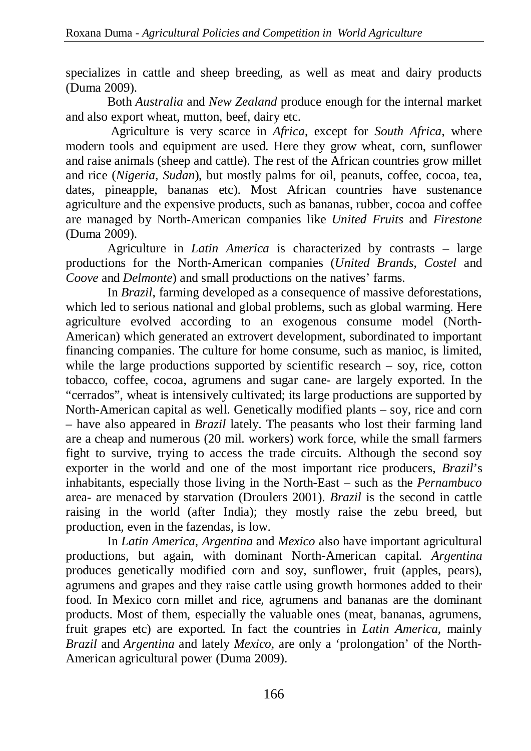specializes in cattle and sheep breeding, as well as meat and dairy products (Duma 2009).

Both *Australia* and *New Zealand* produce enough for the internal market and also export wheat, mutton, beef, dairy etc.

Agriculture is very scarce in *Africa*, except for *South Africa*, where modern tools and equipment are used. Here they grow wheat, corn, sunflower and raise animals (sheep and cattle). The rest of the African countries grow millet and rice (*Nigeria*, *Sudan*), but mostly palms for oil, peanuts, coffee, cocoa, tea, dates, pineapple, bananas etc). Most African countries have sustenance agriculture and the expensive products, such as bananas, rubber, cocoa and coffee are managed by North-American companies like *United Fruits* and *Firestone* (Duma 2009).

Agriculture in *Latin America* is characterized by contrasts – large productions for the North-American companies (*United Brands*, *Costel* and *Coove* and *Delmonte*) and small productions on the natives' farms.

In *Brazil*, farming developed as a consequence of massive deforestations, which led to serious national and global problems, such as global warming. Here agriculture evolved according to an exogenous consume model (North-American) which generated an extrovert development, subordinated to important financing companies. The culture for home consume, such as manioc, is limited, while the large productions supported by scientific research – soy, rice, cotton tobacco, coffee, cocoa, agrumens and sugar cane- are largely exported. In the "cerrados", wheat is intensively cultivated; its large productions are supported by North-American capital as well. Genetically modified plants – soy, rice and corn – have also appeared in *Brazil* lately. The peasants who lost their farming land are a cheap and numerous (20 mil. workers) work force, while the small farmers fight to survive, trying to access the trade circuits. Although the second soy exporter in the world and one of the most important rice producers, *Brazil*'s inhabitants, especially those living in the North-East – such as the *Pernambuco* area- are menaced by starvation (Droulers 2001). *Brazil* is the second in cattle raising in the world (after India); they mostly raise the zebu breed, but production, even in the fazendas, is low.

In *Latin America*, *Argentina* and *Mexico* also have important agricultural productions, but again, with dominant North-American capital. *Argentina* produces genetically modified corn and soy, sunflower, fruit (apples, pears), agrumens and grapes and they raise cattle using growth hormones added to their food. In Mexico corn millet and rice, agrumens and bananas are the dominant products. Most of them, especially the valuable ones (meat, bananas, agrumens, fruit grapes etc) are exported. In fact the countries in *Latin America*, mainly *Brazil* and *Argentina* and lately *Mexico*, are only a 'prolongation' of the North-American agricultural power (Duma 2009).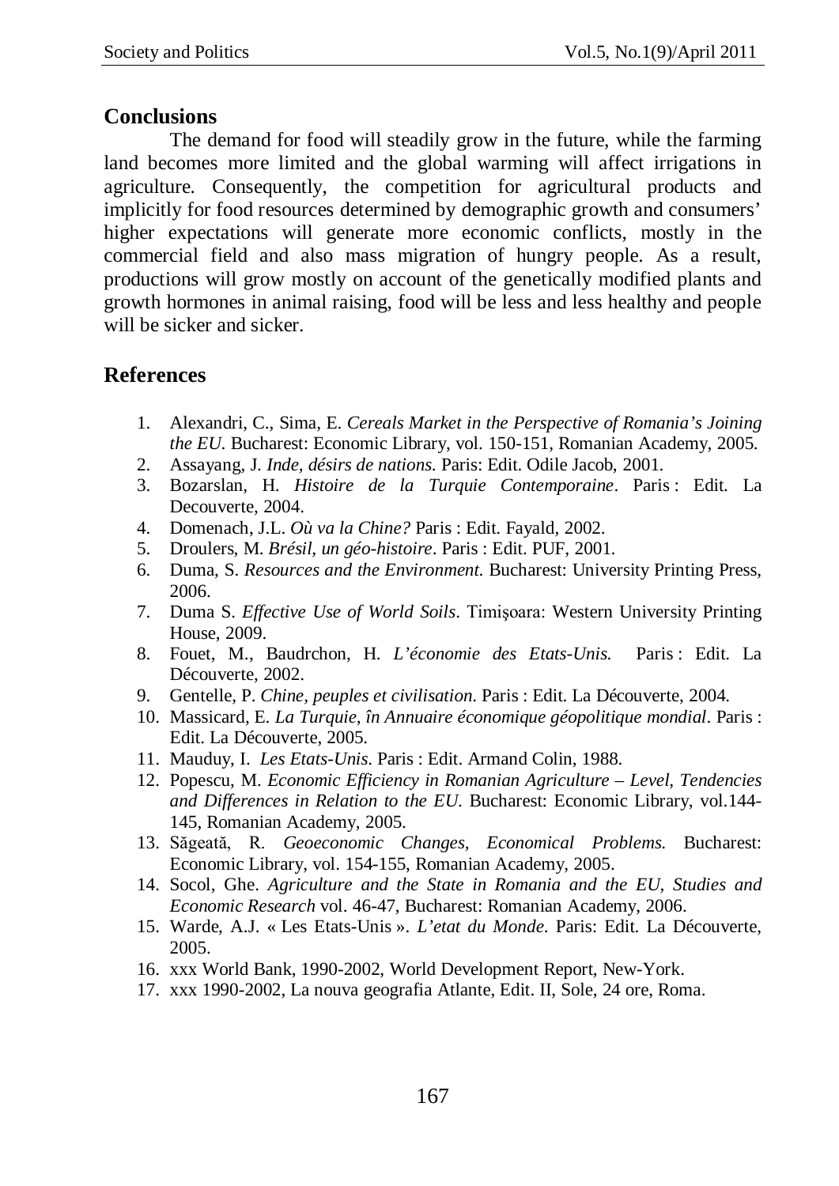## Conclusions

The demand for food will steadily grow in the future, while the farming land becomes more limited and the global warming will affect irrigations in agriculture. Consequently, the competition for agricultural products and implicitly for food resources determined by demographic growth and consumers' higher expectations will generate more economic conflicts, mostly in the commercial field and also mass migration of hungry people. As a result, productions will grow mostly on account of the genetically modified plants and growth hormones in animal raising, food will be less and less healthy and people will be sicker and sicker.

## References

1. Alexandri, C., Sima, E. *Cereals Market in the Perspective of Romania's Joining the EU*. Bucharest: Economic Library, vol. 150-151, Romanian Academy, 2005.
2. Assayang, J. *Inde, désirs de nations*. Paris: Edit. Odile Jacob, 2001.
3. Bozarslan, H. *Histoire de la Turquie Contemporaine*. Paris : Edit. La Decouverte, 2004.
4. Domenach, J.L. *Où va la Chine?* Paris : Edit. Fayald, 2002.
5. Droulers, M. *Brésil, un géo-histoire*. Paris : Edit. PUF, 2001.
6. Duma, S. *Resources and the Environment*. Bucharest: University Printing Press, 2006.
7. Duma S. *Effective Use of World Soils*. Timişoara: Western University Printing House, 2009.
8. Fouet, M., Baudrchon, H. *L'économie des Etats-Unis.* Paris : Edit. La Découverte, 2002.
9. Gentelle, P. *Chine, peuples et civilisation*. Paris : Edit. La Découverte, 2004.
10. Massicard, E. *La Turquie, în Annuaire économique géopolitique mondial*. Paris : Edit. La Découverte, 2005.
11. Mauduy, I. *Les Etats-Unis*. Paris : Edit. Armand Colin, 1988.
12. Popescu, M. *Economic Efficiency in Romanian Agriculture – Level, Tendencies and Differences in Relation to the EU*. Bucharest: Economic Library, vol.144-145, Romanian Academy, 2005.
13. Săgeată, R. *Geoeconomic Changes, Economical Problems.* Bucharest: Economic Library, vol. 154-155, Romanian Academy, 2005.
14. Socol, Ghe. *Agriculture and the State in Romania and the EU, Studies and Economic Research* vol. 46-47, Bucharest: Romanian Academy, 2006.
15. Warde, A.J. « Les Etats-Unis ». *L'etat du Monde*. Paris: Edit. La Découverte, 2005.
16. xxx World Bank, 1990-2002, World Development Report, New-York.
17. xxx 1990-2002, La nouva geografia Atlante, Edit. II, Sole, 24 ore, Roma.